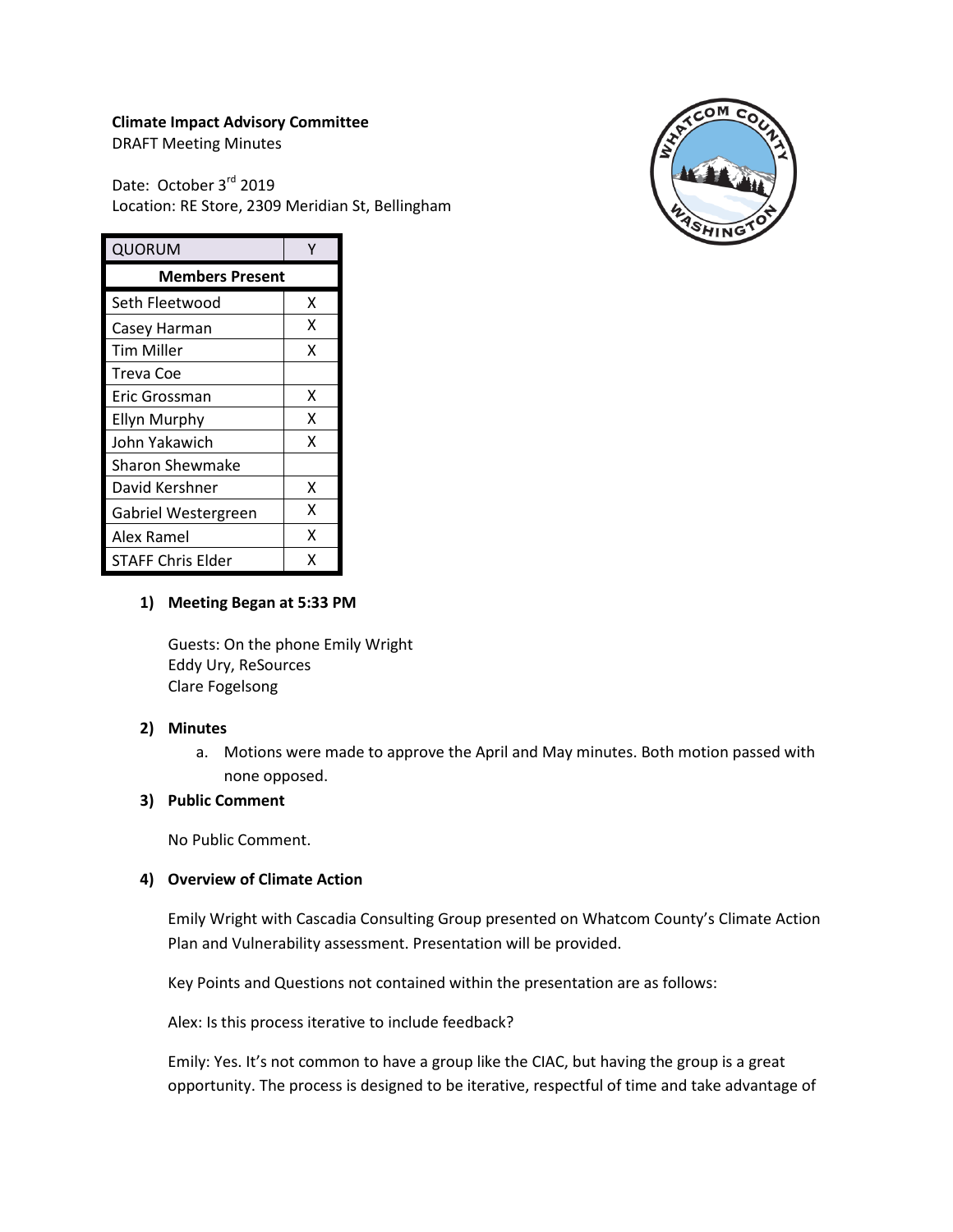**Climate Impact Advisory Committee**
DRAFT Meeting Minutes

Date: October 3rd 2019
Location: RE Store, 2309 Meridian St, Bellingham

| QUORUM | Y |
|---|---|
| **Members Present** | |
| Seth Fleetwood | X |
| Casey Harman | X |
| Tim Miller | X |
| Treva Coe | |
| Eric Grossman | X |
| Ellyn Murphy | X |
| John Yakawich | X |
| Sharon Shewmake | |
| David Kershner | X |
| Gabriel Westergreen | X |
| Alex Ramel | X |
| STAFF Chris Elder | X |

**1) Meeting Began at 5:33 PM**

Guests: On the phone Emily Wright
Eddy Ury, ReSources
Clare Fogelsong

**2) Minutes**

a. Motions were made to approve the April and May minutes. Both motion passed with none opposed.

**3) Public Comment**

No Public Comment.

**4) Overview of Climate Action**

Emily Wright with Cascadia Consulting Group presented on Whatcom County's Climate Action Plan and Vulnerability assessment. Presentation will be provided.

Key Points and Questions not contained within the presentation are as follows:

Alex: Is this process iterative to include feedback?

Emily: Yes. It's not common to have a group like the CIAC, but having the group is a great opportunity. The process is designed to be iterative, respectful of time and take advantage of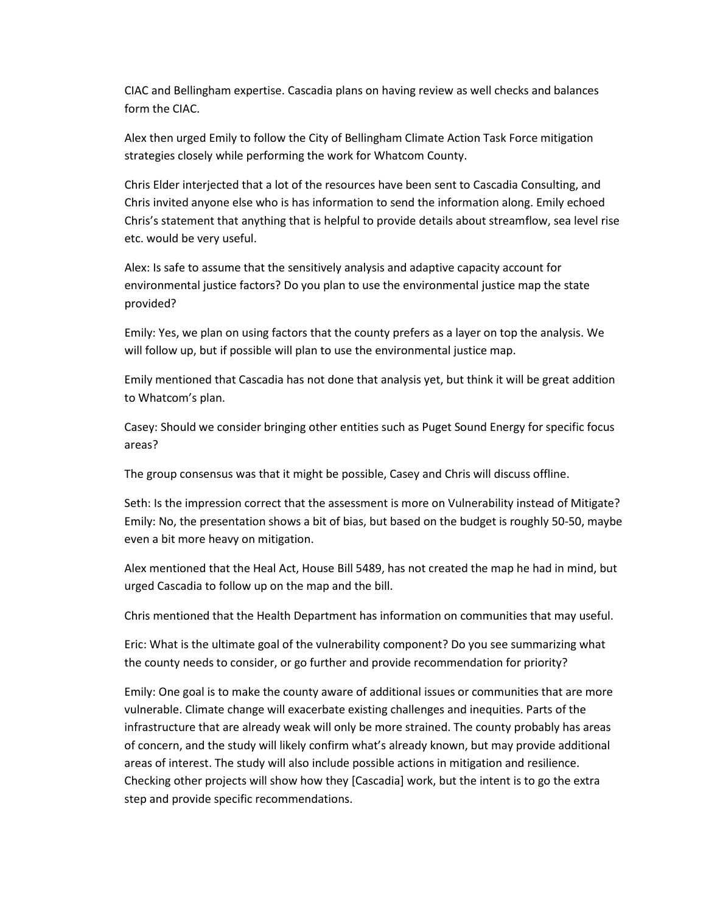CIAC and Bellingham expertise. Cascadia plans on having review as well checks and balances form the CIAC.

Alex then urged Emily to follow the City of Bellingham Climate Action Task Force mitigation strategies closely while performing the work for Whatcom County.

Chris Elder interjected that a lot of the resources have been sent to Cascadia Consulting, and Chris invited anyone else who is has information to send the information along. Emily echoed Chris's statement that anything that is helpful to provide details about streamflow, sea level rise etc. would be very useful.

Alex: Is safe to assume that the sensitively analysis and adaptive capacity account for environmental justice factors? Do you plan to use the environmental justice map the state provided?

Emily: Yes, we plan on using factors that the county prefers as a layer on top the analysis. We will follow up, but if possible will plan to use the environmental justice map.

Emily mentioned that Cascadia has not done that analysis yet, but think it will be great addition to Whatcom's plan.

Casey: Should we consider bringing other entities such as Puget Sound Energy for specific focus areas?

The group consensus was that it might be possible, Casey and Chris will discuss offline.

Seth: Is the impression correct that the assessment is more on Vulnerability instead of Mitigate? Emily: No, the presentation shows a bit of bias, but based on the budget is roughly 50-50, maybe even a bit more heavy on mitigation.

Alex mentioned that the Heal Act, House Bill 5489, has not created the map he had in mind, but urged Cascadia to follow up on the map and the bill.

Chris mentioned that the Health Department has information on communities that may useful.

Eric: What is the ultimate goal of the vulnerability component? Do you see summarizing what the county needs to consider, or go further and provide recommendation for priority?

Emily: One goal is to make the county aware of additional issues or communities that are more vulnerable. Climate change will exacerbate existing challenges and inequities. Parts of the infrastructure that are already weak will only be more strained. The county probably has areas of concern, and the study will likely confirm what's already known, but may provide additional areas of interest. The study will also include possible actions in mitigation and resilience. Checking other projects will show how they [Cascadia] work, but the intent is to go the extra step and provide specific recommendations.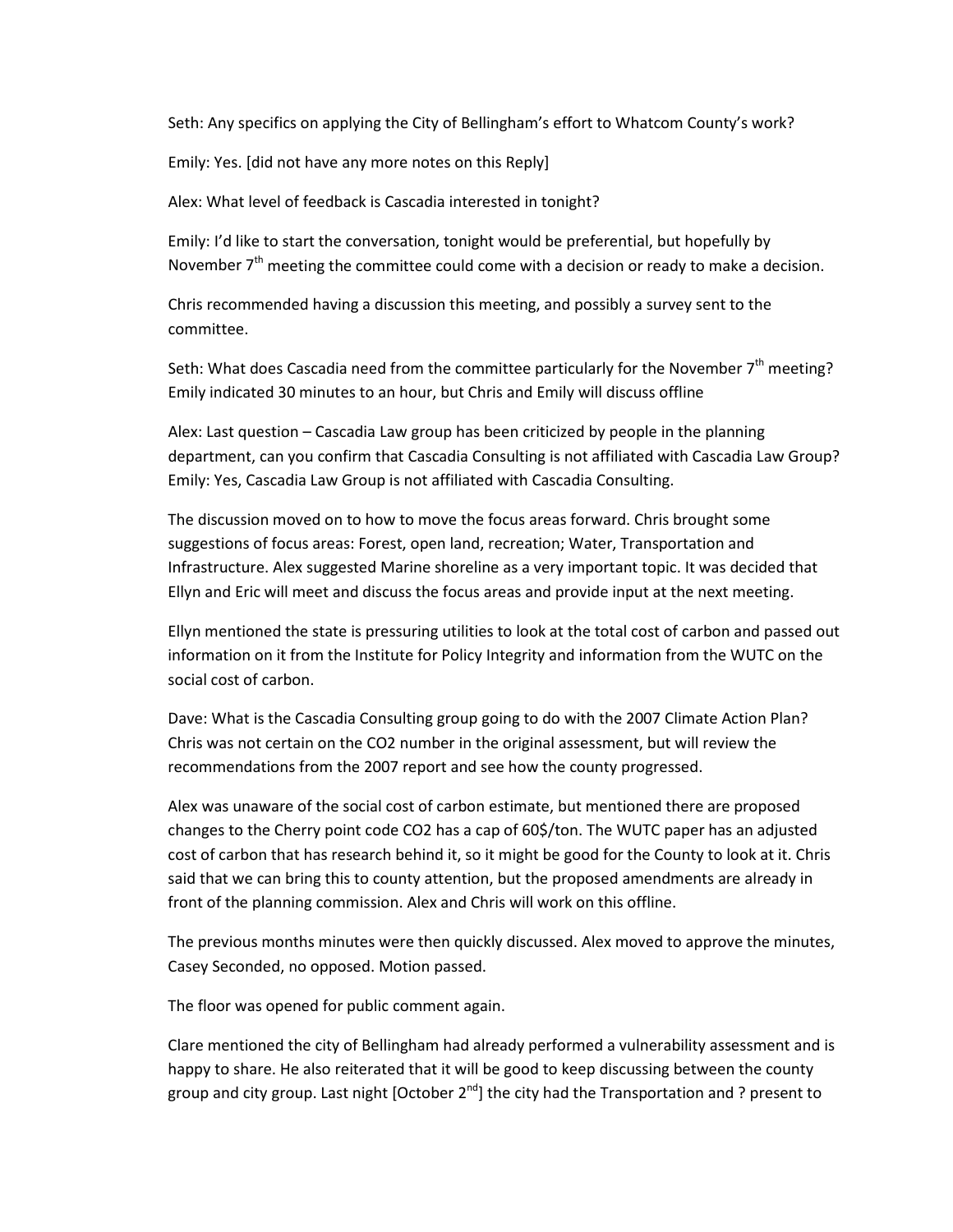Seth: Any specifics on applying the City of Bellingham's effort to Whatcom County's work?

Emily: Yes. [did not have any more notes on this Reply]

Alex: What level of feedback is Cascadia interested in tonight?

Emily: I'd like to start the conversation, tonight would be preferential, but hopefully by November 7th meeting the committee could come with a decision or ready to make a decision.

Chris recommended having a discussion this meeting, and possibly a survey sent to the committee.

Seth: What does Cascadia need from the committee particularly for the November 7th meeting? Emily indicated 30 minutes to an hour, but Chris and Emily will discuss offline

Alex: Last question – Cascadia Law group has been criticized by people in the planning department, can you confirm that Cascadia Consulting is not affiliated with Cascadia Law Group? Emily: Yes, Cascadia Law Group is not affiliated with Cascadia Consulting.

The discussion moved on to how to move the focus areas forward. Chris brought some suggestions of focus areas: Forest, open land, recreation; Water, Transportation and Infrastructure. Alex suggested Marine shoreline as a very important topic. It was decided that Ellyn and Eric will meet and discuss the focus areas and provide input at the next meeting.

Ellyn mentioned the state is pressuring utilities to look at the total cost of carbon and passed out information on it from the Institute for Policy Integrity and information from the WUTC on the social cost of carbon.

Dave: What is the Cascadia Consulting group going to do with the 2007 Climate Action Plan? Chris was not certain on the $CO_2$ number in the original assessment, but will review the recommendations from the 2007 report and see how the county progressed.

Alex was unaware of the social cost of carbon estimate, but mentioned there are proposed changes to the Cherry point code $CO_2$ has a cap of 60$/ton. The WUTC paper has an adjusted cost of carbon that has research behind it, so it might be good for the County to look at it. Chris said that we can bring this to county attention, but the proposed amendments are already in front of the planning commission. Alex and Chris will work on this offline.

The previous months minutes were then quickly discussed. Alex moved to approve the minutes, Casey Seconded, no opposed. Motion passed.

The floor was opened for public comment again.

Clare mentioned the city of Bellingham had already performed a vulnerability assessment and is happy to share. He also reiterated that it will be good to keep discussing between the county group and city group. Last night [October 2nd] the city had the Transportation and ? present to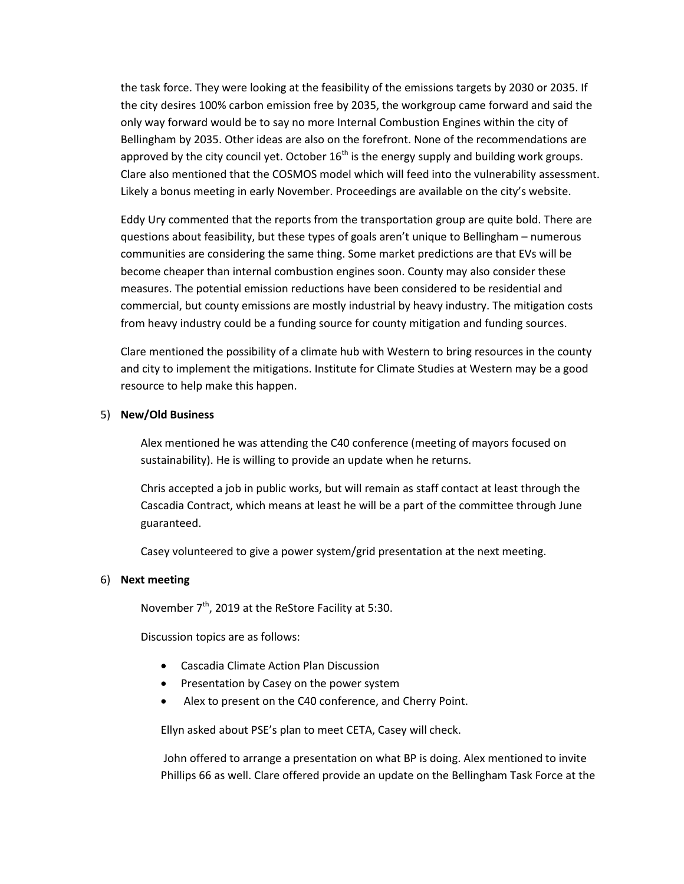the task force. They were looking at the feasibility of the emissions targets by 2030 or 2035. If the city desires 100% carbon emission free by 2035, the workgroup came forward and said the only way forward would be to say no more Internal Combustion Engines within the city of Bellingham by 2035. Other ideas are also on the forefront. None of the recommendations are approved by the city council yet. October 16th is the energy supply and building work groups. Clare also mentioned that the COSMOS model which will feed into the vulnerability assessment. Likely a bonus meeting in early November. Proceedings are available on the city's website.

Eddy Ury commented that the reports from the transportation group are quite bold. There are questions about feasibility, but these types of goals aren't unique to Bellingham – numerous communities are considering the same thing. Some market predictions are that EVs will be become cheaper than internal combustion engines soon. County may also consider these measures. The potential emission reductions have been considered to be residential and commercial, but county emissions are mostly industrial by heavy industry. The mitigation costs from heavy industry could be a funding source for county mitigation and funding sources.

Clare mentioned the possibility of a climate hub with Western to bring resources in the county and city to implement the mitigations. Institute for Climate Studies at Western may be a good resource to help make this happen.

5) **New/Old Business**

Alex mentioned he was attending the C40 conference (meeting of mayors focused on sustainability). He is willing to provide an update when he returns.

Chris accepted a job in public works, but will remain as staff contact at least through the Cascadia Contract, which means at least he will be a part of the committee through June guaranteed.

Casey volunteered to give a power system/grid presentation at the next meeting.

6) **Next meeting**

November 7th, 2019 at the ReStore Facility at 5:30.

Discussion topics are as follows:

- Cascadia Climate Action Plan Discussion
- Presentation by Casey on the power system
- Alex to present on the C40 conference, and Cherry Point.

Ellyn asked about PSE's plan to meet CETA, Casey will check.

John offered to arrange a presentation on what BP is doing. Alex mentioned to invite Phillips 66 as well. Clare offered provide an update on the Bellingham Task Force at the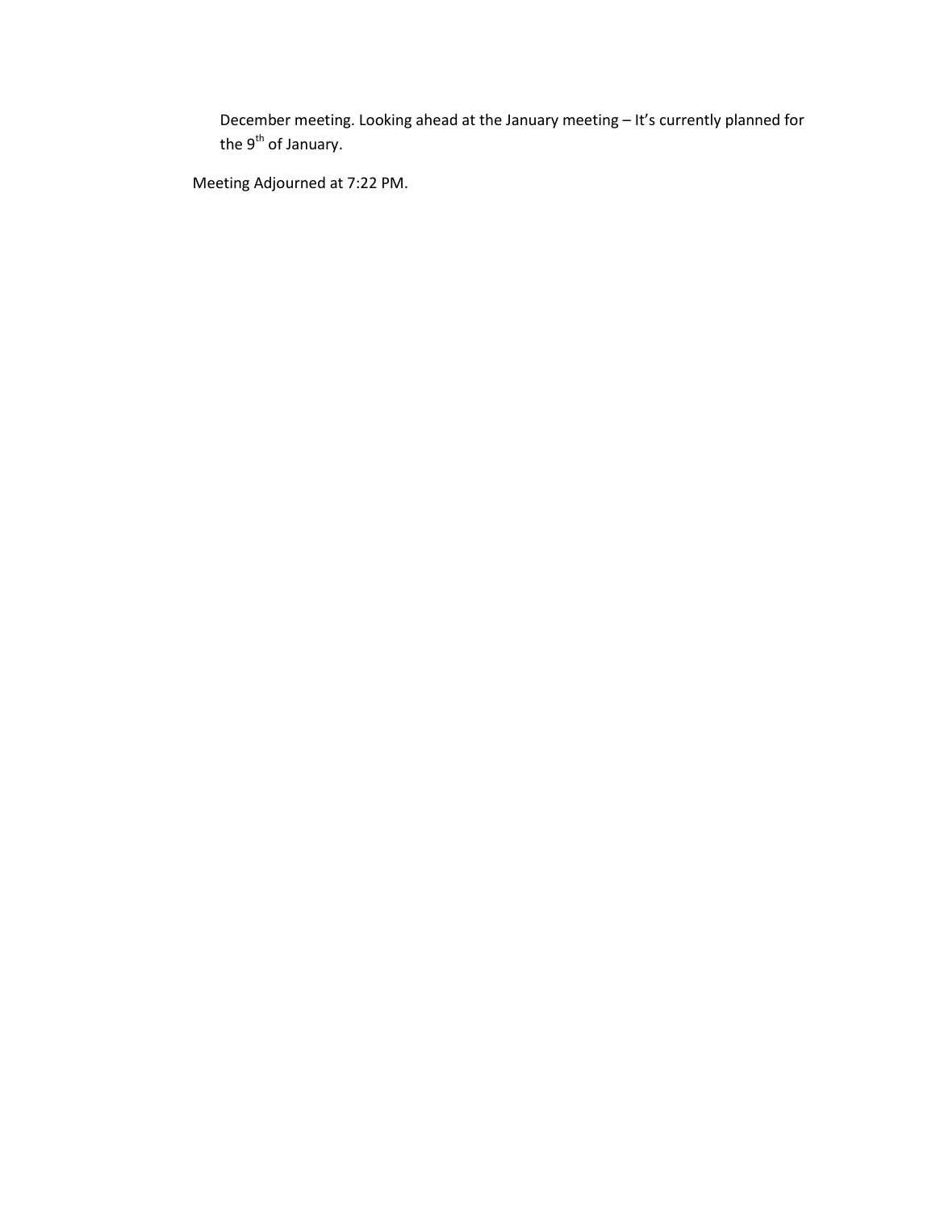December meeting. Looking ahead at the January meeting – It's currently planned for the 9th of January.

Meeting Adjourned at 7:22 PM.